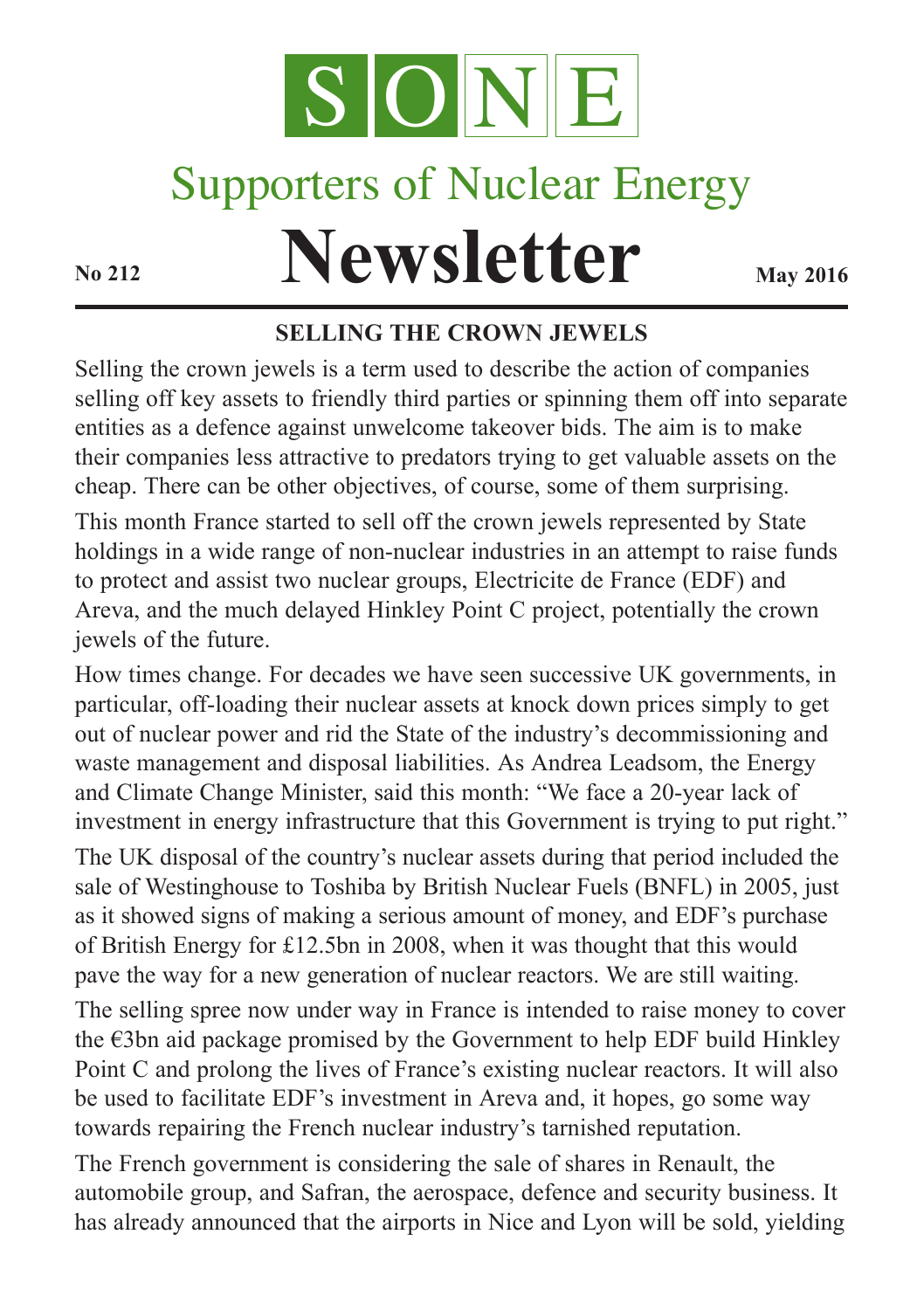# SONE

## Supporters of Nuclear Energy

# Newsletter

**No 212** **May 2016**

### SELLING THE CROWN JEWELS

Selling the crown jewels is a term used to describe the action of companies selling off key assets to friendly third parties or spinning them off into separate entities as a defence against unwelcome takeover bids. The aim is to make their companies less attractive to predators trying to get valuable assets on the cheap. There can be other objectives, of course, some of them surprising.

This month France started to sell off the crown jewels represented by State holdings in a wide range of non-nuclear industries in an attempt to raise funds to protect and assist two nuclear groups, Electricite de France (EDF) and Areva, and the much delayed Hinkley Point C project, potentially the crown jewels of the future.

How times change. For decades we have seen successive UK governments, in particular, off-loading their nuclear assets at knock down prices simply to get out of nuclear power and rid the State of the industry's decommissioning and waste management and disposal liabilities. As Andrea Leadsom, the Energy and Climate Change Minister, said this month: "We face a 20-year lack of investment in energy infrastructure that this Government is trying to put right."

The UK disposal of the country's nuclear assets during that period included the sale of Westinghouse to Toshiba by British Nuclear Fuels (BNFL) in 2005, just as it showed signs of making a serious amount of money, and EDF's purchase of British Energy for £12.5bn in 2008, when it was thought that this would pave the way for a new generation of nuclear reactors. We are still waiting.

The selling spree now under way in France is intended to raise money to cover the €3bn aid package promised by the Government to help EDF build Hinkley Point C and prolong the lives of France's existing nuclear reactors. It will also be used to facilitate EDF's investment in Areva and, it hopes, go some way towards repairing the French nuclear industry's tarnished reputation.

The French government is considering the sale of shares in Renault, the automobile group, and Safran, the aerospace, defence and security business. It has already announced that the airports in Nice and Lyon will be sold, yielding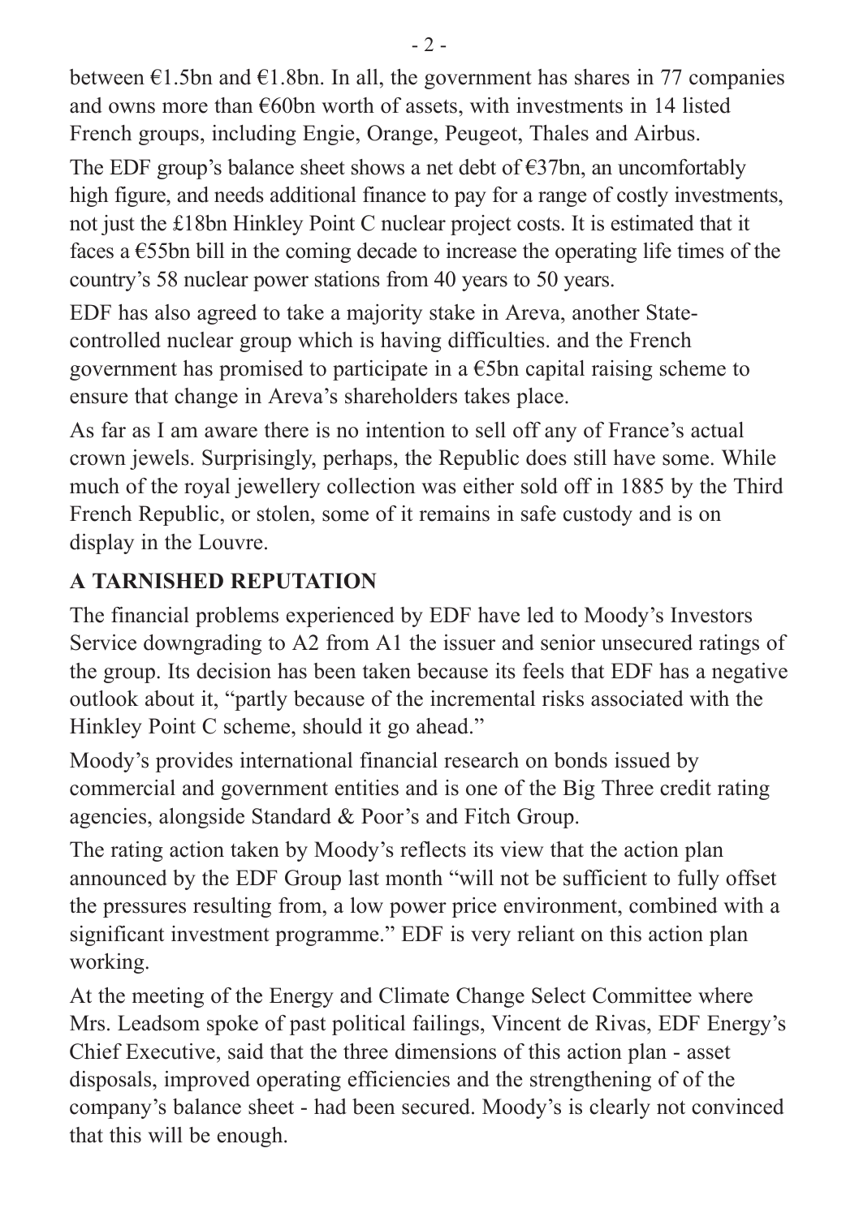between €1.5bn and €1.8bn. In all, the government has shares in 77 companies and owns more than €60bn worth of assets, with investments in 14 listed French groups, including Engie, Orange, Peugeot, Thales and Airbus.

The EDF group's balance sheet shows a net debt of €37bn, an uncomfortably high figure, and needs additional finance to pay for a range of costly investments, not just the £18bn Hinkley Point C nuclear project costs. It is estimated that it faces a €55bn bill in the coming decade to increase the operating life times of the country's 58 nuclear power stations from 40 years to 50 years.

EDF has also agreed to take a majority stake in Areva, another State-controlled nuclear group which is having difficulties. and the French government has promised to participate in a €5bn capital raising scheme to ensure that change in Areva's shareholders takes place.

As far as I am aware there is no intention to sell off any of France's actual crown jewels. Surprisingly, perhaps, the Republic does still have some. While much of the royal jewellery collection was either sold off in 1885 by the Third French Republic, or stolen, some of it remains in safe custody and is on display in the Louvre.

## A TARNISHED REPUTATION

The financial problems experienced by EDF have led to Moody's Investors Service downgrading to A2 from A1 the issuer and senior unsecured ratings of the group. Its decision has been taken because its feels that EDF has a negative outlook about it, "partly because of the incremental risks associated with the Hinkley Point C scheme, should it go ahead."

Moody's provides international financial research on bonds issued by commercial and government entities and is one of the Big Three credit rating agencies, alongside Standard & Poor's and Fitch Group.

The rating action taken by Moody's reflects its view that the action plan announced by the EDF Group last month "will not be sufficient to fully offset the pressures resulting from, a low power price environment, combined with a significant investment programme." EDF is very reliant on this action plan working.

At the meeting of the Energy and Climate Change Select Committee where Mrs. Leadsom spoke of past political failings, Vincent de Rivas, EDF Energy's Chief Executive, said that the three dimensions of this action plan - asset disposals, improved operating efficiencies and the strengthening of of the company's balance sheet - had been secured. Moody's is clearly not convinced that this will be enough.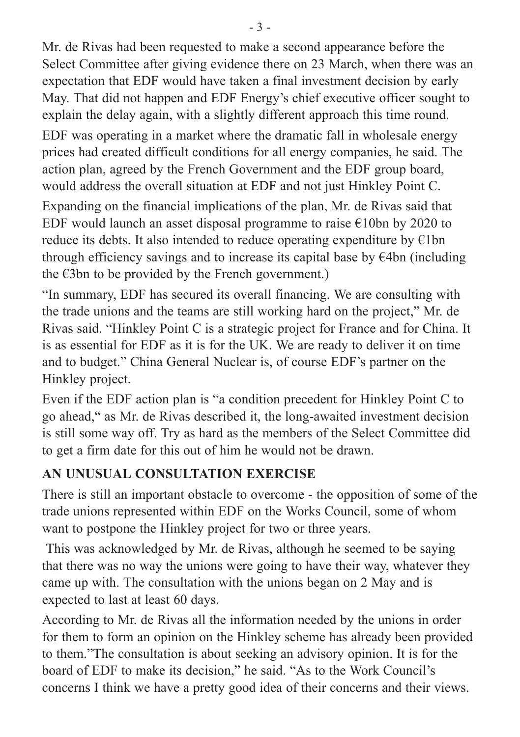Mr. de Rivas had been requested to make a second appearance before the Select Committee after giving evidence there on 23 March, when there was an expectation that EDF would have taken a final investment decision by early May. That did not happen and EDF Energy's chief executive officer sought to explain the delay again, with a slightly different approach this time round.

EDF was operating in a market where the dramatic fall in wholesale energy prices had created difficult conditions for all energy companies, he said. The action plan, agreed by the French Government and the EDF group board, would address the overall situation at EDF and not just Hinkley Point C.

Expanding on the financial implications of the plan, Mr. de Rivas said that EDF would launch an asset disposal programme to raise €10bn by 2020 to reduce its debts. It also intended to reduce operating expenditure by €1bn through efficiency savings and to increase its capital base by €4bn (including the €3bn to be provided by the French government.)

"In summary, EDF has secured its overall financing. We are consulting with the trade unions and the teams are still working hard on the project," Mr. de Rivas said. "Hinkley Point C is a strategic project for France and for China. It is as essential for EDF as it is for the UK. We are ready to deliver it on time and to budget." China General Nuclear is, of course EDF's partner on the Hinkley project.

Even if the EDF action plan is "a condition precedent for Hinkley Point C to go ahead," as Mr. de Rivas described it, the long-awaited investment decision is still some way off. Try as hard as the members of the Select Committee did to get a firm date for this out of him he would not be drawn.

**AN UNUSUAL CONSULTATION EXERCISE**

There is still an important obstacle to overcome - the opposition of some of the trade unions represented within EDF on the Works Council, some of whom want to postpone the Hinkley project for two or three years.

This was acknowledged by Mr. de Rivas, although he seemed to be saying that there was no way the unions were going to have their way, whatever they came up with. The consultation with the unions began on 2 May and is expected to last at least 60 days.

According to Mr. de Rivas all the information needed by the unions in order for them to form an opinion on the Hinkley scheme has already been provided to them."The consultation is about seeking an advisory opinion. It is for the board of EDF to make its decision," he said. "As to the Work Council's concerns I think we have a pretty good idea of their concerns and their views.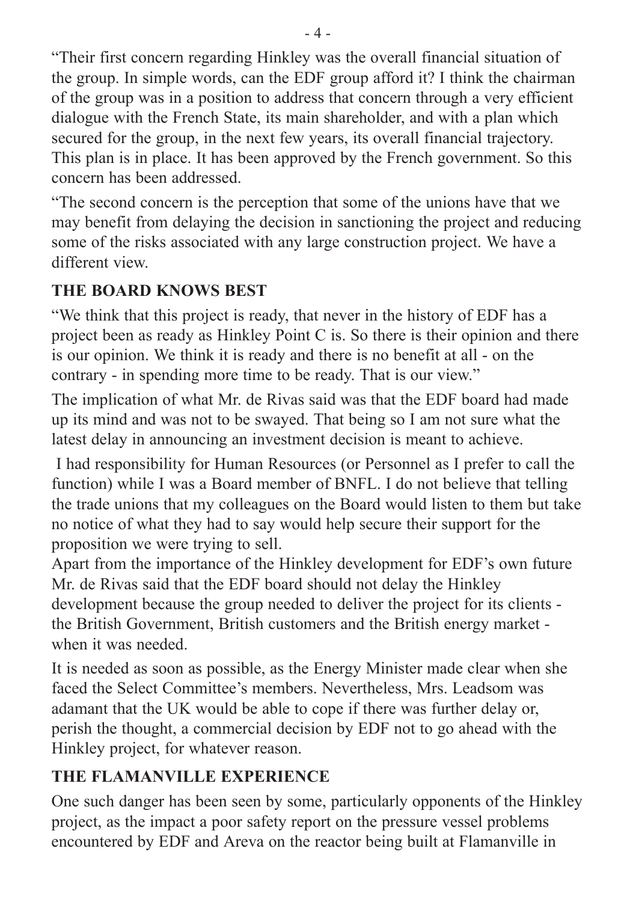"Their first concern regarding Hinkley was the overall financial situation of the group. In simple words, can the EDF group afford it? I think the chairman of the group was in a position to address that concern through a very efficient dialogue with the French State, its main shareholder, and with a plan which secured for the group, in the next few years, its overall financial trajectory. This plan is in place. It has been approved by the French government. So this concern has been addressed.

"The second concern is the perception that some of the unions have that we may benefit from delaying the decision in sanctioning the project and reducing some of the risks associated with any large construction project. We have a different view.

### THE BOARD KNOWS BEST

"We think that this project is ready, that never in the history of EDF has a project been as ready as Hinkley Point C is. So there is their opinion and there is our opinion. We think it is ready and there is no benefit at all - on the contrary - in spending more time to be ready. That is our view."

The implication of what Mr. de Rivas said was that the EDF board had made up its mind and was not to be swayed. That being so I am not sure what the latest delay in announcing an investment decision is meant to achieve.

I had responsibility for Human Resources (or Personnel as I prefer to call the function) while I was a Board member of BNFL. I do not believe that telling the trade unions that my colleagues on the Board would listen to them but take no notice of what they had to say would help secure their support for the proposition we were trying to sell.

Apart from the importance of the Hinkley development for EDF's own future Mr. de Rivas said that the EDF board should not delay the Hinkley development because the group needed to deliver the project for its clients - the British Government, British customers and the British energy market - when it was needed.

It is needed as soon as possible, as the Energy Minister made clear when she faced the Select Committee's members. Nevertheless, Mrs. Leadsom was adamant that the UK would be able to cope if there was further delay or, perish the thought, a commercial decision by EDF not to go ahead with the Hinkley project, for whatever reason.

### THE FLAMANVILLE EXPERIENCE

One such danger has been seen by some, particularly opponents of the Hinkley project, as the impact a poor safety report on the pressure vessel problems encountered by EDF and Areva on the reactor being built at Flamanville in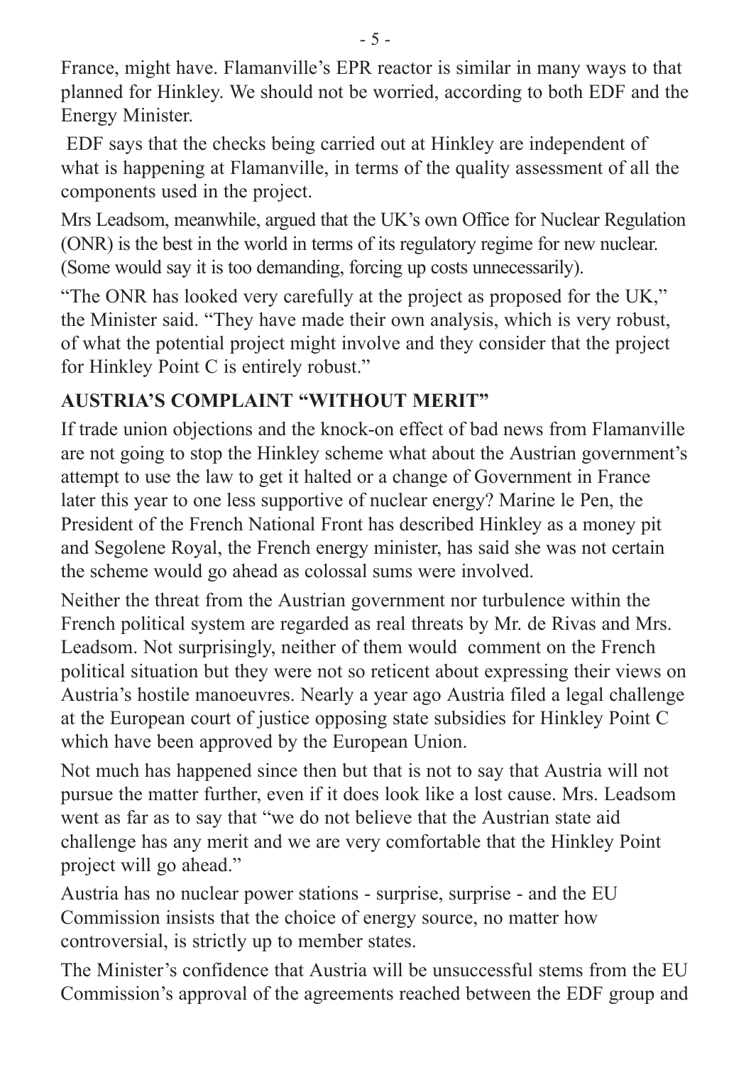France, might have. Flamanville's EPR reactor is similar in many ways to that planned for Hinkley. We should not be worried, according to both EDF and the Energy Minister.

EDF says that the checks being carried out at Hinkley are independent of what is happening at Flamanville, in terms of the quality assessment of all the components used in the project.

Mrs Leadsom, meanwhile, argued that the UK's own Office for Nuclear Regulation (ONR) is the best in the world in terms of its regulatory regime for new nuclear. (Some would say it is too demanding, forcing up costs unnecessarily).

"The ONR has looked very carefully at the project as proposed for the UK," the Minister said. "They have made their own analysis, which is very robust, of what the potential project might involve and they consider that the project for Hinkley Point C is entirely robust."

**AUSTRIA'S COMPLAINT "WITHOUT MERIT"**

If trade union objections and the knock-on effect of bad news from Flamanville are not going to stop the Hinkley scheme what about the Austrian government's attempt to use the law to get it halted or a change of Government in France later this year to one less supportive of nuclear energy? Marine le Pen, the President of the French National Front has described Hinkley as a money pit and Segolene Royal, the French energy minister, has said she was not certain the scheme would go ahead as colossal sums were involved.

Neither the threat from the Austrian government nor turbulence within the French political system are regarded as real threats by Mr. de Rivas and Mrs. Leadsom. Not surprisingly, neither of them would comment on the French political situation but they were not so reticent about expressing their views on Austria's hostile manoeuvres. Nearly a year ago Austria filed a legal challenge at the European court of justice opposing state subsidies for Hinkley Point C which have been approved by the European Union.

Not much has happened since then but that is not to say that Austria will not pursue the matter further, even if it does look like a lost cause. Mrs. Leadsom went as far as to say that "we do not believe that the Austrian state aid challenge has any merit and we are very comfortable that the Hinkley Point project will go ahead."

Austria has no nuclear power stations - surprise, surprise - and the EU Commission insists that the choice of energy source, no matter how controversial, is strictly up to member states.

The Minister's confidence that Austria will be unsuccessful stems from the EU Commission's approval of the agreements reached between the EDF group and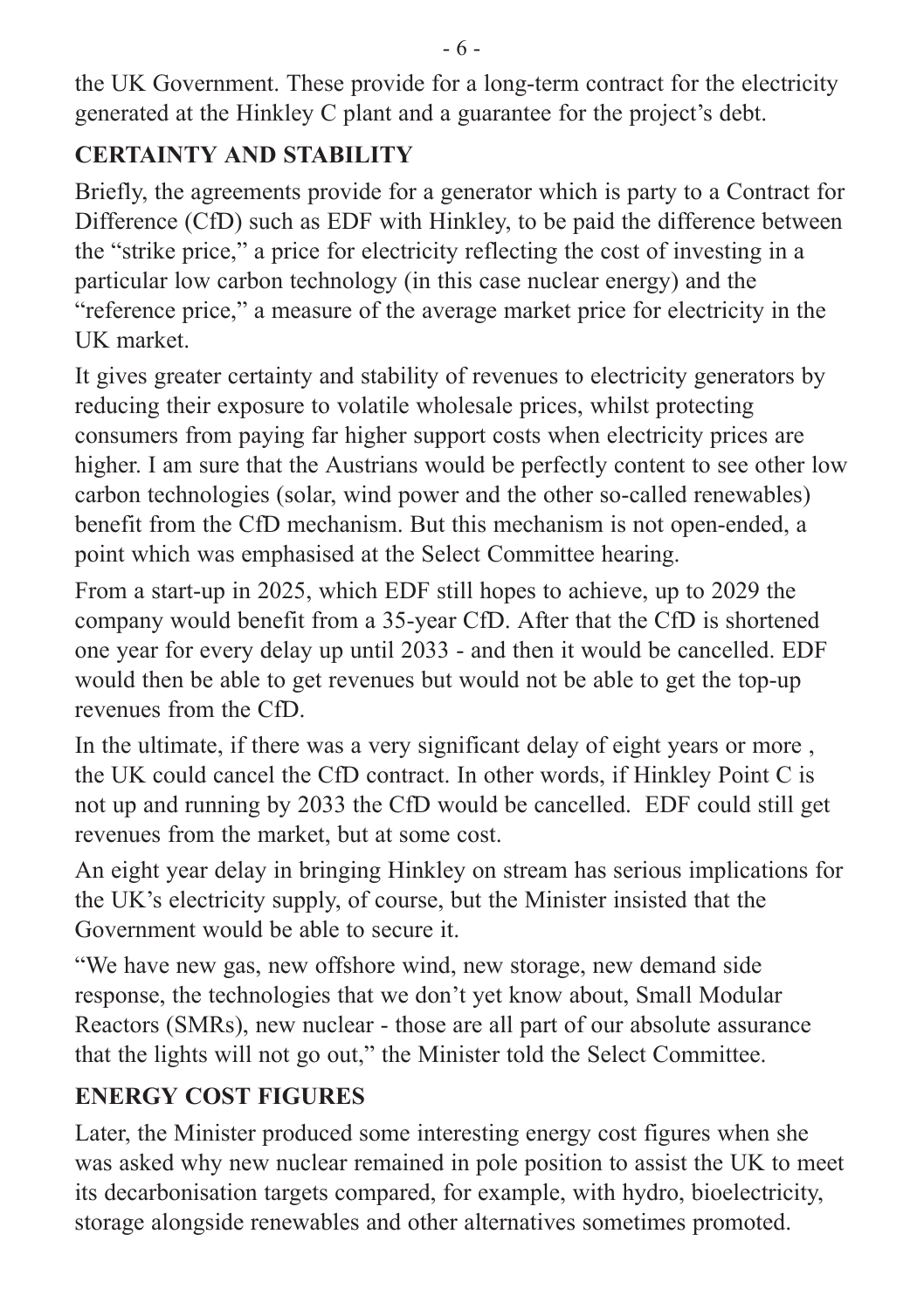the UK Government. These provide for a long-term contract for the electricity generated at the Hinkley C plant and a guarantee for the project's debt.

## CERTAINTY AND STABILITY

Briefly, the agreements provide for a generator which is party to a Contract for Difference (CfD) such as EDF with Hinkley, to be paid the difference between the "strike price," a price for electricity reflecting the cost of investing in a particular low carbon technology (in this case nuclear energy) and the "reference price," a measure of the average market price for electricity in the UK market.

It gives greater certainty and stability of revenues to electricity generators by reducing their exposure to volatile wholesale prices, whilst protecting consumers from paying far higher support costs when electricity prices are higher. I am sure that the Austrians would be perfectly content to see other low carbon technologies (solar, wind power and the other so-called renewables) benefit from the CfD mechanism. But this mechanism is not open-ended, a point which was emphasised at the Select Committee hearing.

From a start-up in 2025, which EDF still hopes to achieve, up to 2029 the company would benefit from a 35-year CfD. After that the CfD is shortened one year for every delay up until 2033 - and then it would be cancelled. EDF would then be able to get revenues but would not be able to get the top-up revenues from the CfD.

In the ultimate, if there was a very significant delay of eight years or more , the UK could cancel the CfD contract. In other words, if Hinkley Point C is not up and running by 2033 the CfD would be cancelled. EDF could still get revenues from the market, but at some cost.

An eight year delay in bringing Hinkley on stream has serious implications for the UK's electricity supply, of course, but the Minister insisted that the Government would be able to secure it.

"We have new gas, new offshore wind, new storage, new demand side response, the technologies that we don't yet know about, Small Modular Reactors (SMRs), new nuclear - those are all part of our absolute assurance that the lights will not go out," the Minister told the Select Committee.

## ENERGY COST FIGURES

Later, the Minister produced some interesting energy cost figures when she was asked why new nuclear remained in pole position to assist the UK to meet its decarbonisation targets compared, for example, with hydro, bioelectricity, storage alongside renewables and other alternatives sometimes promoted.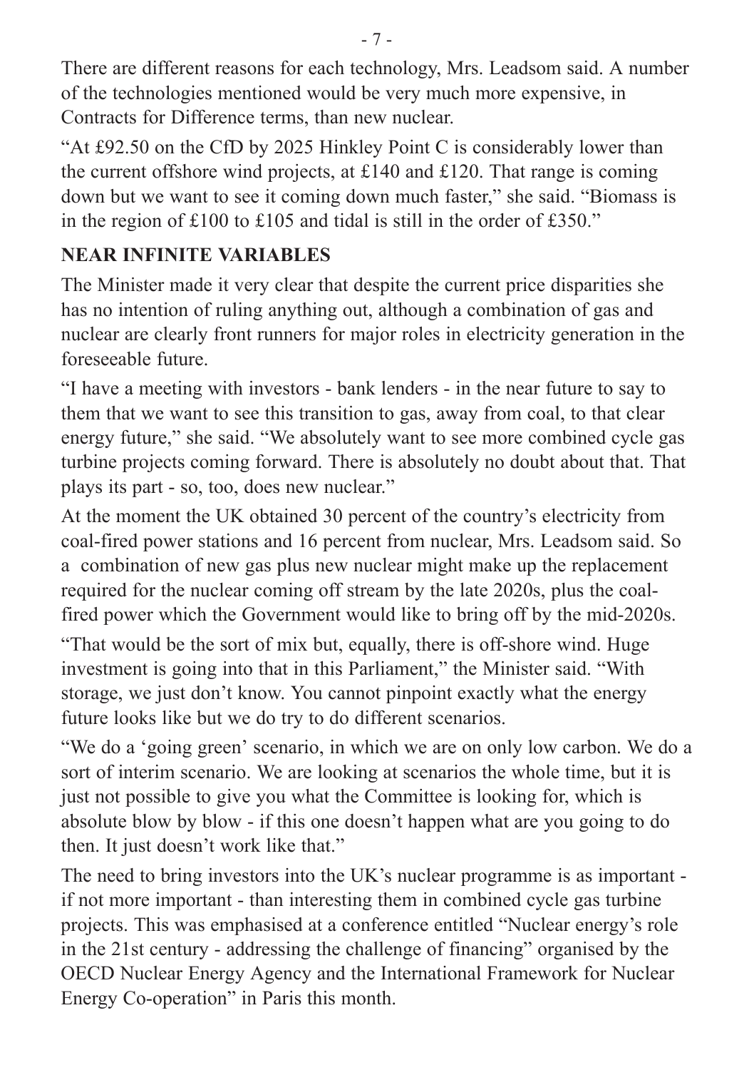There are different reasons for each technology, Mrs. Leadsom said. A number of the technologies mentioned would be very much more expensive, in Contracts for Difference terms, than new nuclear.

"At £92.50 on the CfD by 2025 Hinkley Point C is considerably lower than the current offshore wind projects, at £140 and £120. That range is coming down but we want to see it coming down much faster," she said. "Biomass is in the region of £100 to £105 and tidal is still in the order of £350."

## NEAR INFINITE VARIABLES

The Minister made it very clear that despite the current price disparities she has no intention of ruling anything out, although a combination of gas and nuclear are clearly front runners for major roles in electricity generation in the foreseeable future.

"I have a meeting with investors - bank lenders - in the near future to say to them that we want to see this transition to gas, away from coal, to that clear energy future," she said. "We absolutely want to see more combined cycle gas turbine projects coming forward. There is absolutely no doubt about that. That plays its part - so, too, does new nuclear."

At the moment the UK obtained 30 percent of the country's electricity from coal-fired power stations and 16 percent from nuclear, Mrs. Leadsom said. So a combination of new gas plus new nuclear might make up the replacement required for the nuclear coming off stream by the late 2020s, plus the coal-fired power which the Government would like to bring off by the mid-2020s.

"That would be the sort of mix but, equally, there is off-shore wind. Huge investment is going into that in this Parliament," the Minister said. "With storage, we just don't know. You cannot pinpoint exactly what the energy future looks like but we do try to do different scenarios.

"We do a 'going green' scenario, in which we are on only low carbon. We do a sort of interim scenario. We are looking at scenarios the whole time, but it is just not possible to give you what the Committee is looking for, which is absolute blow by blow - if this one doesn't happen what are you going to do then. It just doesn't work like that."

The need to bring investors into the UK's nuclear programme is as important - if not more important - than interesting them in combined cycle gas turbine projects. This was emphasised at a conference entitled "Nuclear energy's role in the 21st century - addressing the challenge of financing" organised by the OECD Nuclear Energy Agency and the International Framework for Nuclear Energy Co-operation" in Paris this month.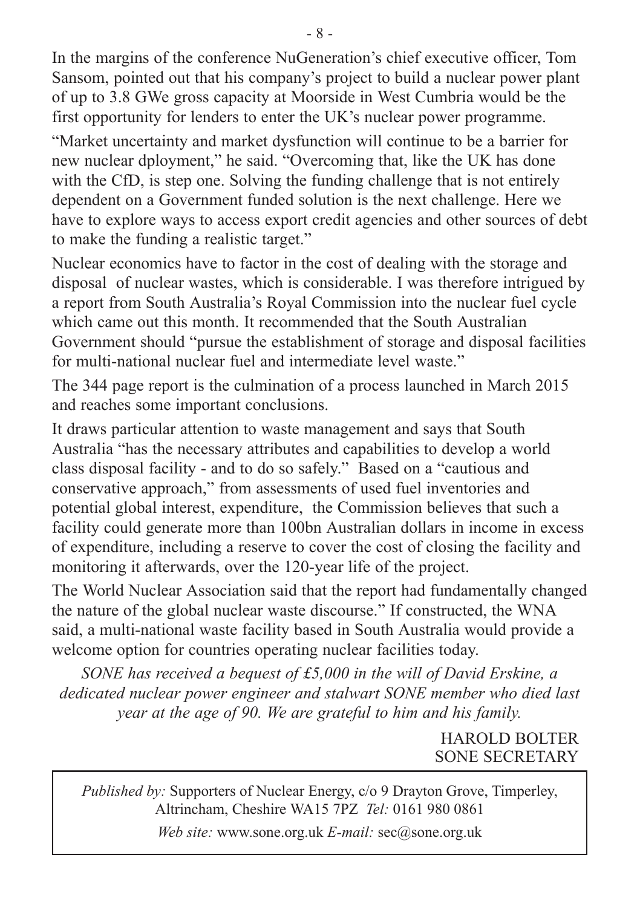In the margins of the conference NuGeneration's chief executive officer, Tom Sansom, pointed out that his company's project to build a nuclear power plant of up to 3.8 GWe gross capacity at Moorside in West Cumbria would be the first opportunity for lenders to enter the UK's nuclear power programme.

"Market uncertainty and market dysfunction will continue to be a barrier for new nuclear dployment," he said. "Overcoming that, like the UK has done with the CfD, is step one. Solving the funding challenge that is not entirely dependent on a Government funded solution is the next challenge. Here we have to explore ways to access export credit agencies and other sources of debt to make the funding a realistic target."

Nuclear economics have to factor in the cost of dealing with the storage and disposal of nuclear wastes, which is considerable. I was therefore intrigued by a report from South Australia's Royal Commission into the nuclear fuel cycle which came out this month. It recommended that the South Australian Government should "pursue the establishment of storage and disposal facilities for multi-national nuclear fuel and intermediate level waste."

The 344 page report is the culmination of a process launched in March 2015 and reaches some important conclusions.

It draws particular attention to waste management and says that South Australia "has the necessary attributes and capabilities to develop a world class disposal facility - and to do so safely." Based on a "cautious and conservative approach," from assessments of used fuel inventories and potential global interest, expenditure, the Commission believes that such a facility could generate more than 100bn Australian dollars in income in excess of expenditure, including a reserve to cover the cost of closing the facility and monitoring it afterwards, over the 120-year life of the project.

The World Nuclear Association said that the report had fundamentally changed the nature of the global nuclear waste discourse." If constructed, the WNA said, a multi-national waste facility based in South Australia would provide a welcome option for countries operating nuclear facilities today.

*SONE has received a bequest of £5,000 in the will of David Erskine, a dedicated nuclear power engineer and stalwart SONE member who died last year at the age of 90. We are grateful to him and his family.*

HAROLD BOLTER
SONE SECRETARY

*Published by:* Supporters of Nuclear Energy, c/o 9 Drayton Grove, Timperley, Altrincham, Cheshire WA15 7PZ *Tel:* 0161 980 0861

*Web site:* www.sone.org.uk *E-mail:* sec@sone.org.uk